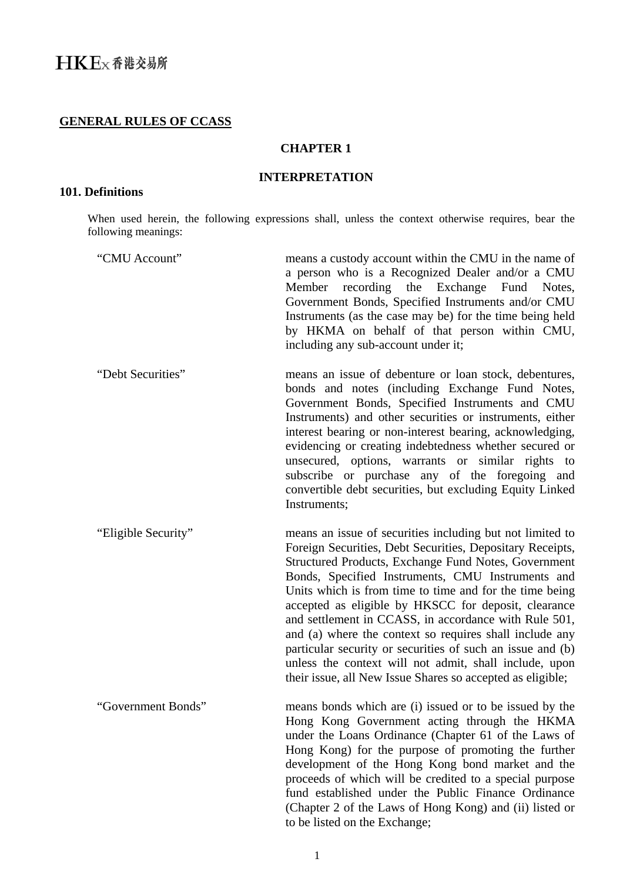# GENERAL RULES OF CCASS

## CHAPTER 1

## INTERPRETATION

### 101. Definitions

When used herein, the following expressions shall, unless the context otherwise requires, bear the following meanings:

| | |
|---|---|
| "CMU Account" | means a custody account within the CMU in the name of a person who is a Recognized Dealer and/or a CMU Member recording the Exchange Fund Notes, Government Bonds, Specified Instruments and/or CMU Instruments (as the case may be) for the time being held by HKMA on behalf of that person within CMU, including any sub-account under it; |
| "Debt Securities" | means an issue of debenture or loan stock, debentures, bonds and notes (including Exchange Fund Notes, Government Bonds, Specified Instruments and CMU Instruments) and other securities or instruments, either interest bearing or non-interest bearing, acknowledging, evidencing or creating indebtedness whether secured or unsecured, options, warrants or similar rights to subscribe or purchase any of the foregoing and convertible debt securities, but excluding Equity Linked Instruments; |
| "Eligible Security" | means an issue of securities including but not limited to Foreign Securities, Debt Securities, Depositary Receipts, Structured Products, Exchange Fund Notes, Government Bonds, Specified Instruments, CMU Instruments and Units which is from time to time and for the time being accepted as eligible by HKSCC for deposit, clearance and settlement in CCASS, in accordance with Rule 501, and (a) where the context so requires shall include any particular security or securities of such an issue and (b) unless the context will not admit, shall include, upon their issue, all New Issue Shares so accepted as eligible; |
| "Government Bonds" | means bonds which are (i) issued or to be issued by the Hong Kong Government acting through the HKMA under the Loans Ordinance (Chapter 61 of the Laws of Hong Kong) for the purpose of promoting the further development of the Hong Kong bond market and the proceeds of which will be credited to a special purpose fund established under the Public Finance Ordinance (Chapter 2 of the Laws of Hong Kong) and (ii) listed or to be listed on the Exchange; |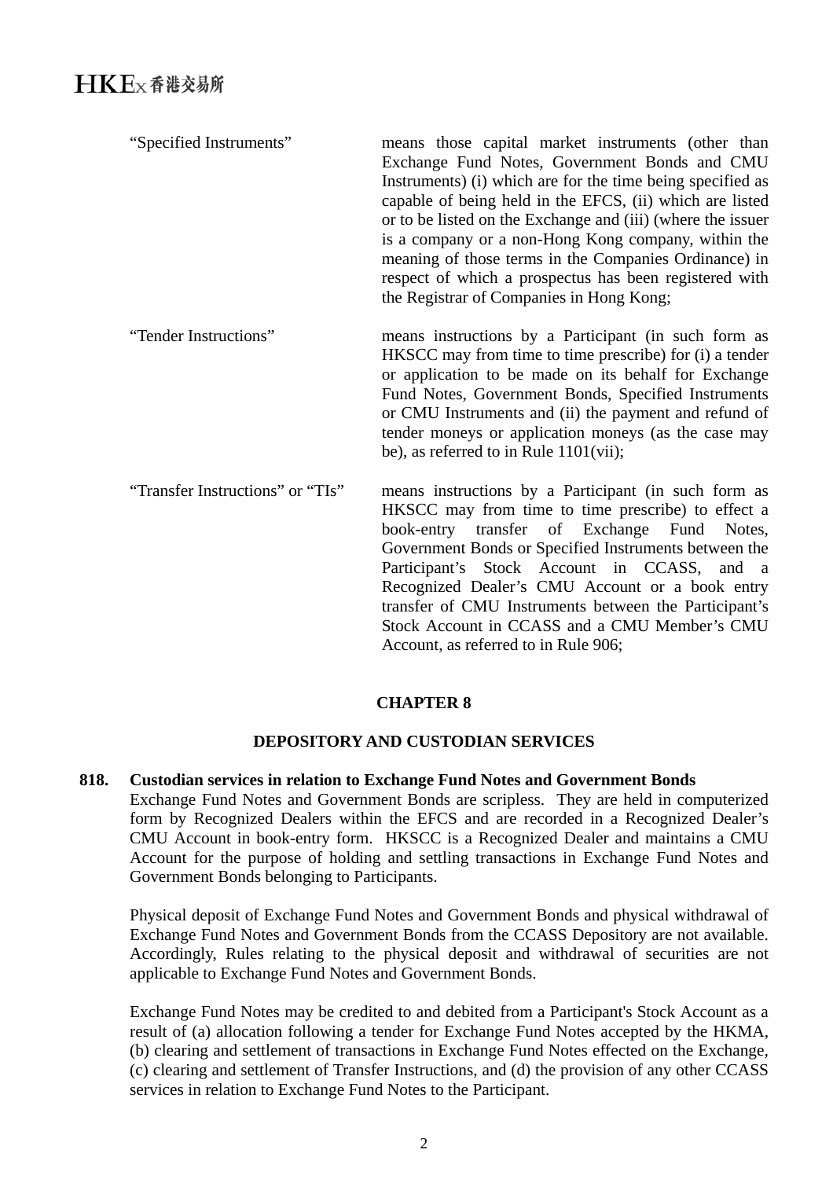| | |
|---|---|
| "Specified Instruments" | means those capital market instruments (other than Exchange Fund Notes, Government Bonds and CMU Instruments) (i) which are for the time being specified as capable of being held in the EFCS, (ii) which are listed or to be listed on the Exchange and (iii) (where the issuer is a company or a non-Hong Kong company, within the meaning of those terms in the Companies Ordinance) in respect of which a prospectus has been registered with the Registrar of Companies in Hong Kong; |
| "Tender Instructions" | means instructions by a Participant (in such form as HKSCC may from time to time prescribe) for (i) a tender or application to be made on its behalf for Exchange Fund Notes, Government Bonds, Specified Instruments or CMU Instruments and (ii) the payment and refund of tender moneys or application moneys (as the case may be), as referred to in Rule 1101(vii); |
| "Transfer Instructions" or "TIs" | means instructions by a Participant (in such form as HKSCC may from time to time prescribe) to effect a book-entry transfer of Exchange Fund Notes, Government Bonds or Specified Instruments between the Participant's Stock Account in CCASS, and a Recognized Dealer's CMU Account or a book entry transfer of CMU Instruments between the Participant's Stock Account in CCASS and a CMU Member's CMU Account, as referred to in Rule 906; |

## CHAPTER 8

## DEPOSITORY AND CUSTODIAN SERVICES

**818. Custodian services in relation to Exchange Fund Notes and Government Bonds**

Exchange Fund Notes and Government Bonds are scripless. They are held in computerized form by Recognized Dealers within the EFCS and are recorded in a Recognized Dealer's CMU Account in book-entry form. HKSCC is a Recognized Dealer and maintains a CMU Account for the purpose of holding and settling transactions in Exchange Fund Notes and Government Bonds belonging to Participants.

Physical deposit of Exchange Fund Notes and Government Bonds and physical withdrawal of Exchange Fund Notes and Government Bonds from the CCASS Depository are not available. Accordingly, Rules relating to the physical deposit and withdrawal of securities are not applicable to Exchange Fund Notes and Government Bonds.

Exchange Fund Notes may be credited to and debited from a Participant's Stock Account as a result of (a) allocation following a tender for Exchange Fund Notes accepted by the HKMA, (b) clearing and settlement of transactions in Exchange Fund Notes effected on the Exchange, (c) clearing and settlement of Transfer Instructions, and (d) the provision of any other CCASS services in relation to Exchange Fund Notes to the Participant.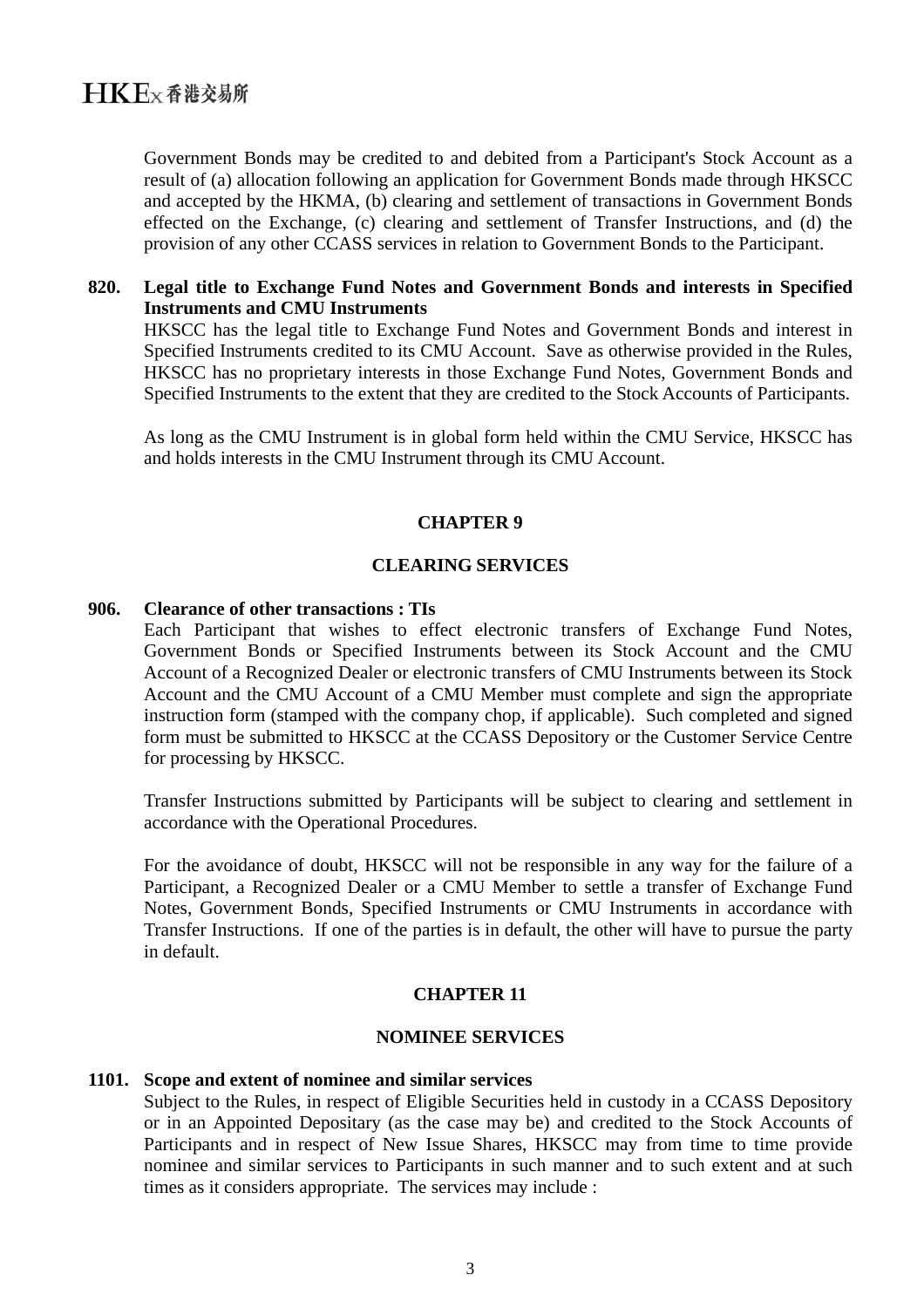Government Bonds may be credited to and debited from a Participant's Stock Account as a result of (a) allocation following an application for Government Bonds made through HKSCC and accepted by the HKMA, (b) clearing and settlement of transactions in Government Bonds effected on the Exchange, (c) clearing and settlement of Transfer Instructions, and (d) the provision of any other CCASS services in relation to Government Bonds to the Participant.

**820. Legal title to Exchange Fund Notes and Government Bonds and interests in Specified Instruments and CMU Instruments**

HKSCC has the legal title to Exchange Fund Notes and Government Bonds and interest in Specified Instruments credited to its CMU Account. Save as otherwise provided in the Rules, HKSCC has no proprietary interests in those Exchange Fund Notes, Government Bonds and Specified Instruments to the extent that they are credited to the Stock Accounts of Participants.

As long as the CMU Instrument is in global form held within the CMU Service, HKSCC has and holds interests in the CMU Instrument through its CMU Account.

## CHAPTER 9

## CLEARING SERVICES

**906. Clearance of other transactions : TIs**

Each Participant that wishes to effect electronic transfers of Exchange Fund Notes, Government Bonds or Specified Instruments between its Stock Account and the CMU Account of a Recognized Dealer or electronic transfers of CMU Instruments between its Stock Account and the CMU Account of a CMU Member must complete and sign the appropriate instruction form (stamped with the company chop, if applicable). Such completed and signed form must be submitted to HKSCC at the CCASS Depository or the Customer Service Centre for processing by HKSCC.

Transfer Instructions submitted by Participants will be subject to clearing and settlement in accordance with the Operational Procedures.

For the avoidance of doubt, HKSCC will not be responsible in any way for the failure of a Participant, a Recognized Dealer or a CMU Member to settle a transfer of Exchange Fund Notes, Government Bonds, Specified Instruments or CMU Instruments in accordance with Transfer Instructions. If one of the parties is in default, the other will have to pursue the party in default.

## CHAPTER 11

## NOMINEE SERVICES

**1101. Scope and extent of nominee and similar services**

Subject to the Rules, in respect of Eligible Securities held in custody in a CCASS Depository or in an Appointed Depositary (as the case may be) and credited to the Stock Accounts of Participants and in respect of New Issue Shares, HKSCC may from time to time provide nominee and similar services to Participants in such manner and to such extent and at such times as it considers appropriate. The services may include :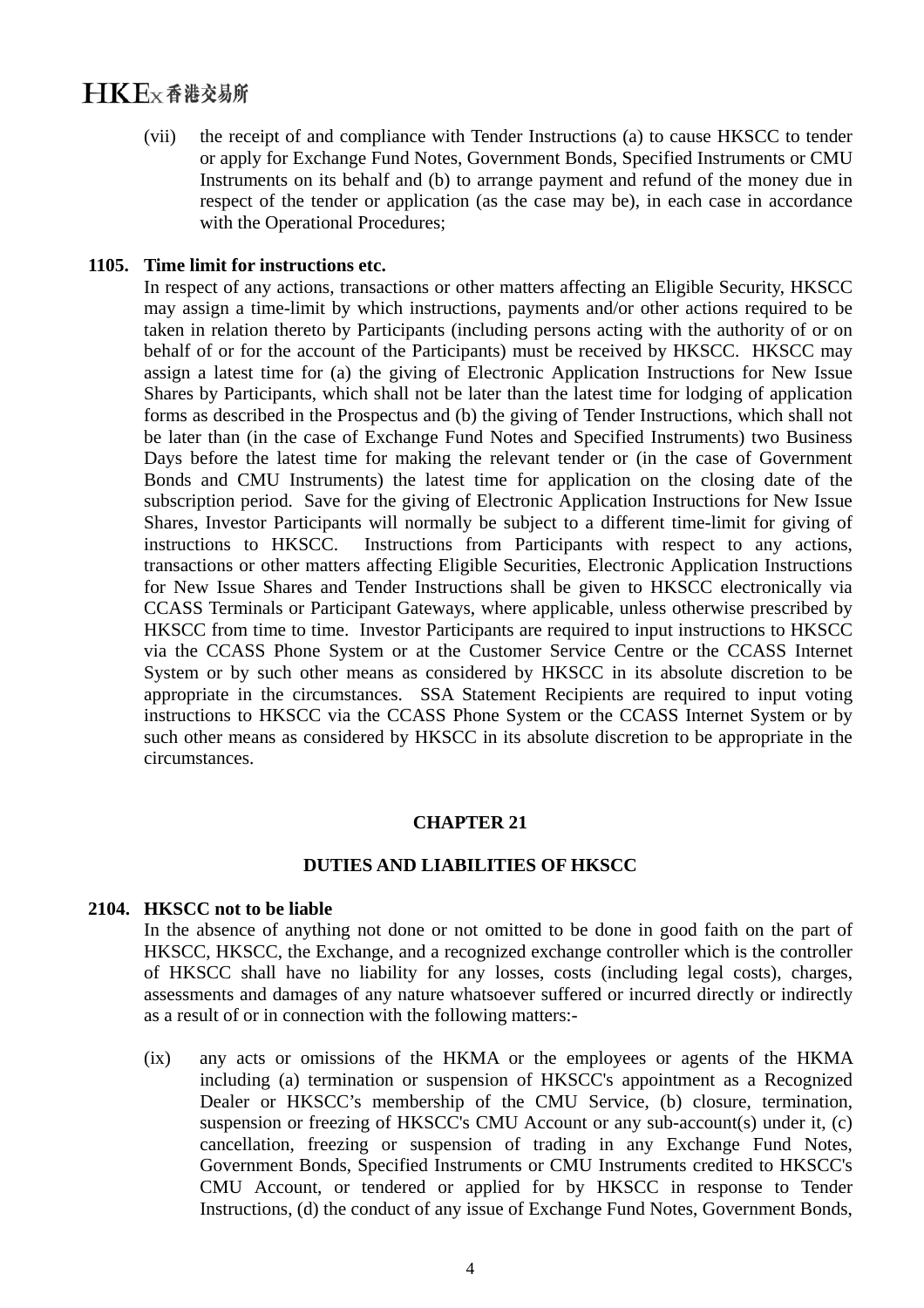(vii) the receipt of and compliance with Tender Instructions (a) to cause HKSCC to tender or apply for Exchange Fund Notes, Government Bonds, Specified Instruments or CMU Instruments on its behalf and (b) to arrange payment and refund of the money due in respect of the tender or application (as the case may be), in each case in accordance with the Operational Procedures;

**1105. Time limit for instructions etc.**

In respect of any actions, transactions or other matters affecting an Eligible Security, HKSCC may assign a time-limit by which instructions, payments and/or other actions required to be taken in relation thereto by Participants (including persons acting with the authority of or on behalf of or for the account of the Participants) must be received by HKSCC. HKSCC may assign a latest time for (a) the giving of Electronic Application Instructions for New Issue Shares by Participants, which shall not be later than the latest time for lodging of application forms as described in the Prospectus and (b) the giving of Tender Instructions, which shall not be later than (in the case of Exchange Fund Notes and Specified Instruments) two Business Days before the latest time for making the relevant tender or (in the case of Government Bonds and CMU Instruments) the latest time for application on the closing date of the subscription period. Save for the giving of Electronic Application Instructions for New Issue Shares, Investor Participants will normally be subject to a different time-limit for giving of instructions to HKSCC. Instructions from Participants with respect to any actions, transactions or other matters affecting Eligible Securities, Electronic Application Instructions for New Issue Shares and Tender Instructions shall be given to HKSCC electronically via CCASS Terminals or Participant Gateways, where applicable, unless otherwise prescribed by HKSCC from time to time. Investor Participants are required to input instructions to HKSCC via the CCASS Phone System or at the Customer Service Centre or the CCASS Internet System or by such other means as considered by HKSCC in its absolute discretion to be appropriate in the circumstances. SSA Statement Recipients are required to input voting instructions to HKSCC via the CCASS Phone System or the CCASS Internet System or by such other means as considered by HKSCC in its absolute discretion to be appropriate in the circumstances.

## CHAPTER 21

## DUTIES AND LIABILITIES OF HKSCC

**2104. HKSCC not to be liable**

In the absence of anything not done or not omitted to be done in good faith on the part of HKSCC, HKSCC, the Exchange, and a recognized exchange controller which is the controller of HKSCC shall have no liability for any losses, costs (including legal costs), charges, assessments and damages of any nature whatsoever suffered or incurred directly or indirectly as a result of or in connection with the following matters:-

(ix) any acts or omissions of the HKMA or the employees or agents of the HKMA including (a) termination or suspension of HKSCC's appointment as a Recognized Dealer or HKSCC's membership of the CMU Service, (b) closure, termination, suspension or freezing of HKSCC's CMU Account or any sub-account(s) under it, (c) cancellation, freezing or suspension of trading in any Exchange Fund Notes, Government Bonds, Specified Instruments or CMU Instruments credited to HKSCC's CMU Account, or tendered or applied for by HKSCC in response to Tender Instructions, (d) the conduct of any issue of Exchange Fund Notes, Government Bonds,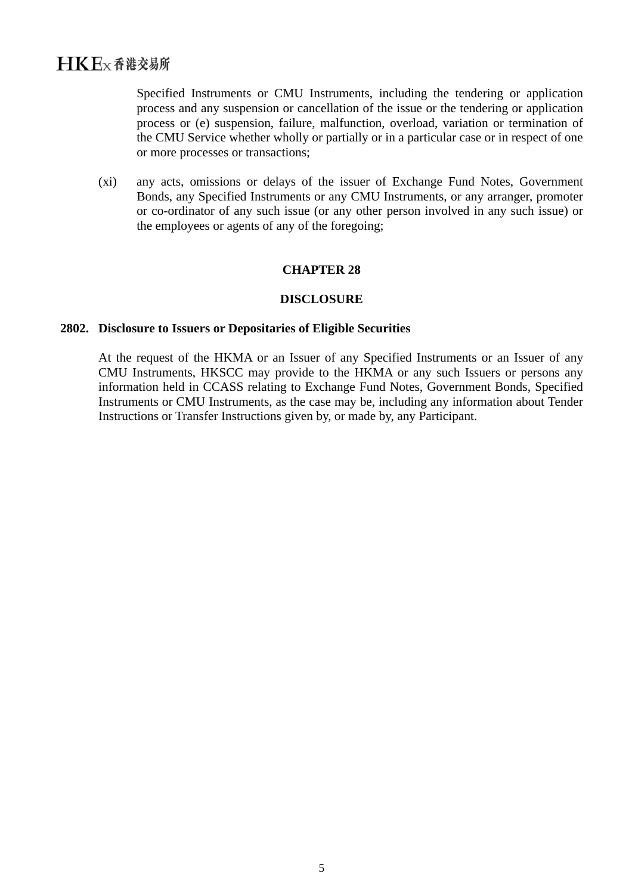Specified Instruments or CMU Instruments, including the tendering or application process and any suspension or cancellation of the issue or the tendering or application process or (e) suspension, failure, malfunction, overload, variation or termination of the CMU Service whether wholly or partially or in a particular case or in respect of one or more processes or transactions;

(xi) any acts, omissions or delays of the issuer of Exchange Fund Notes, Government Bonds, any Specified Instruments or any CMU Instruments, or any arranger, promoter or co-ordinator of any such issue (or any other person involved in any such issue) or the employees or agents of any of the foregoing;

## CHAPTER 28

## DISCLOSURE

### 2802. Disclosure to Issuers or Depositaries of Eligible Securities

At the request of the HKMA or an Issuer of any Specified Instruments or an Issuer of any CMU Instruments, HKSCC may provide to the HKMA or any such Issuers or persons any information held in CCASS relating to Exchange Fund Notes, Government Bonds, Specified Instruments or CMU Instruments, as the case may be, including any information about Tender Instructions or Transfer Instructions given by, or made by, any Participant.